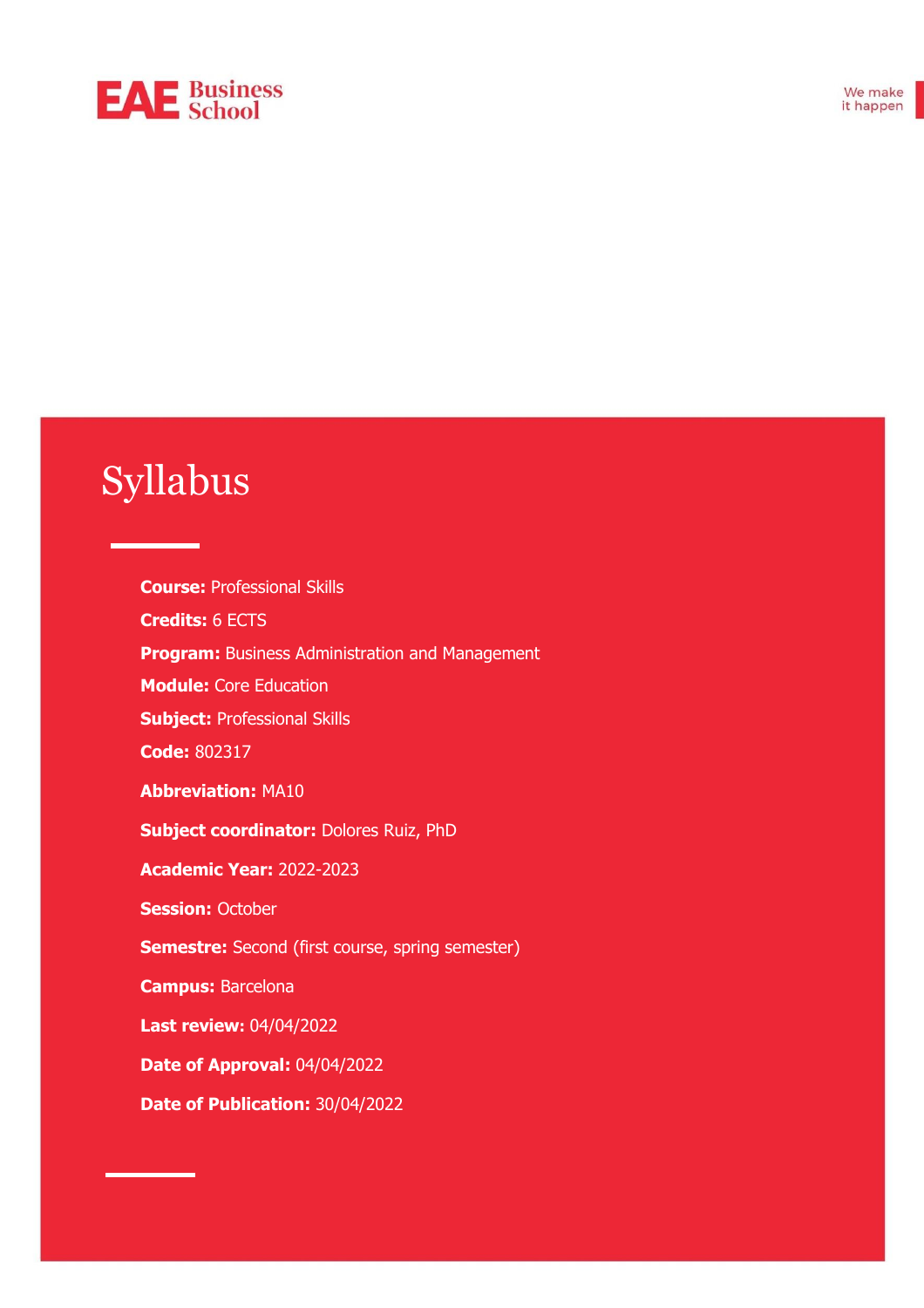EAE Business School

We make it happen

# Syllabus

**Course:** Professional Skills

**Credits:** 6 ECTS

**Program:** Business Administration and Management

**Module:** Core Education

**Subject:** Professional Skills

**Code:** 802317

**Abbreviation:** MA10

**Subject coordinator:** Dolores Ruiz, PhD

**Academic Year:** 2022-2023

**Session:** October

**Semestre:** Second (first course, spring semester)

**Campus:** Barcelona

**Last review:** 04/04/2022

**Date of Approval:** 04/04/2022

**Date of Publication:** 30/04/2022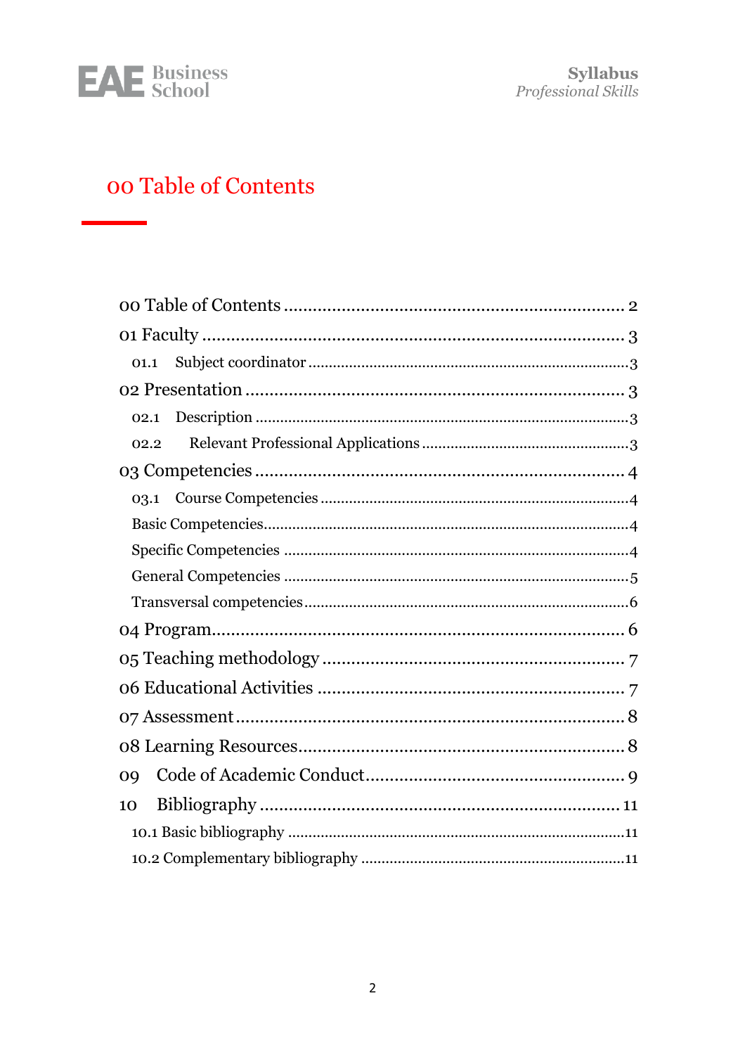# 00 Table of Contents

00 Table of Contents ........................................................................ 2

01 Faculty ........................................................................ 3

- 01.1 Subject coordinator ........................................................................ 3

02 Presentation ........................................................................ 3

- 02.1 Description ........................................................................ 3
- 02.2 Relevant Professional Applications ........................................................................ 3

03 Competencies ........................................................................ 4

- 03.1 Course Competencies ........................................................................ 4
- Basic Competencies ........................................................................ 4
- Specific Competencies ........................................................................ 4
- General Competencies ........................................................................ 5
- Transversal competencies ........................................................................ 6

04 Program ........................................................................ 6

05 Teaching methodology ........................................................................ 7

06 Educational Activities ........................................................................ 7

07 Assessment ........................................................................ 8

08 Learning Resources ........................................................................ 8

09 Code of Academic Conduct ........................................................................ 9

10 Bibliography ........................................................................ 11

- 10.1 Basic bibliography ........................................................................ 11
- 10.2 Complementary bibliography ........................................................................ 11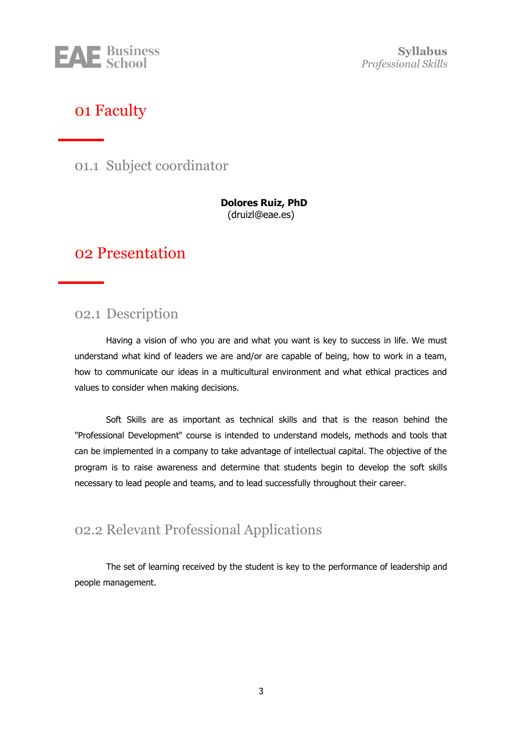# 01 Faculty

## 01.1 Subject coordinator

**Dolores Ruiz, PhD**
(druizl@eae.es)

# 02 Presentation

## 02.1 Description

Having a vision of who you are and what you want is key to success in life. We must understand what kind of leaders we are and/or are capable of being, how to work in a team, how to communicate our ideas in a multicultural environment and what ethical practices and values to consider when making decisions.

Soft Skills are as important as technical skills and that is the reason behind the "Professional Development" course is intended to understand models, methods and tools that can be implemented in a company to take advantage of intellectual capital. The objective of the program is to raise awareness and determine that students begin to develop the soft skills necessary to lead people and teams, and to lead successfully throughout their career.

## 02.2 Relevant Professional Applications

The set of learning received by the student is key to the performance of leadership and people management.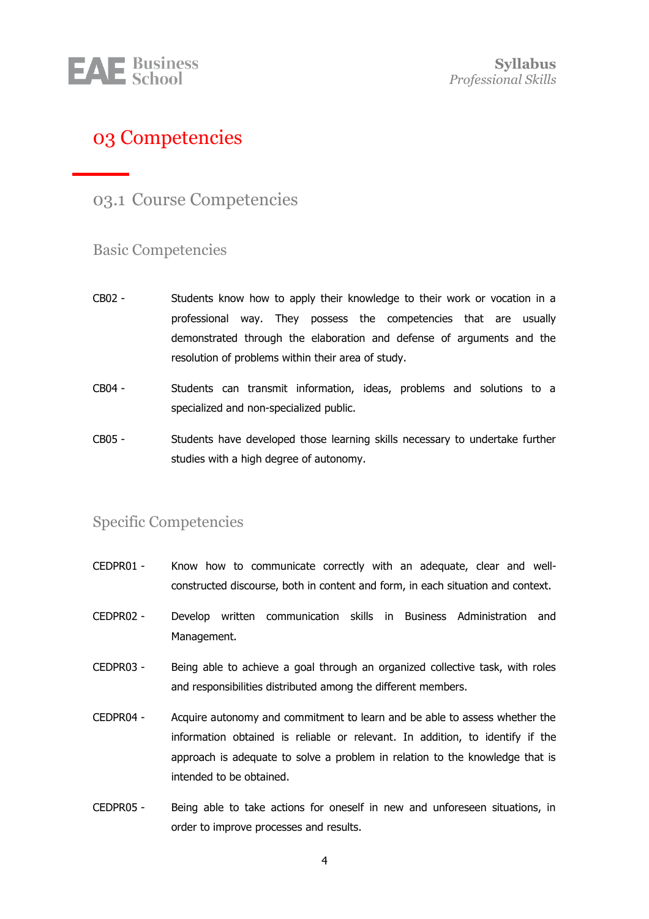# 03 Competencies

## 03.1 Course Competencies

### Basic Competencies

CB02 - Students know how to apply their knowledge to their work or vocation in a professional way. They possess the competencies that are usually demonstrated through the elaboration and defense of arguments and the resolution of problems within their area of study.

CB04 - Students can transmit information, ideas, problems and solutions to a specialized and non-specialized public.

CB05 - Students have developed those learning skills necessary to undertake further studies with a high degree of autonomy.

### Specific Competencies

CEDPR01 - Know how to communicate correctly with an adequate, clear and well-constructed discourse, both in content and form, in each situation and context.

CEDPR02 - Develop written communication skills in Business Administration and Management.

CEDPR03 - Being able to achieve a goal through an organized collective task, with roles and responsibilities distributed among the different members.

CEDPR04 - Acquire autonomy and commitment to learn and be able to assess whether the information obtained is reliable or relevant. In addition, to identify if the approach is adequate to solve a problem in relation to the knowledge that is intended to be obtained.

CEDPR05 - Being able to take actions for oneself in new and unforeseen situations, in order to improve processes and results.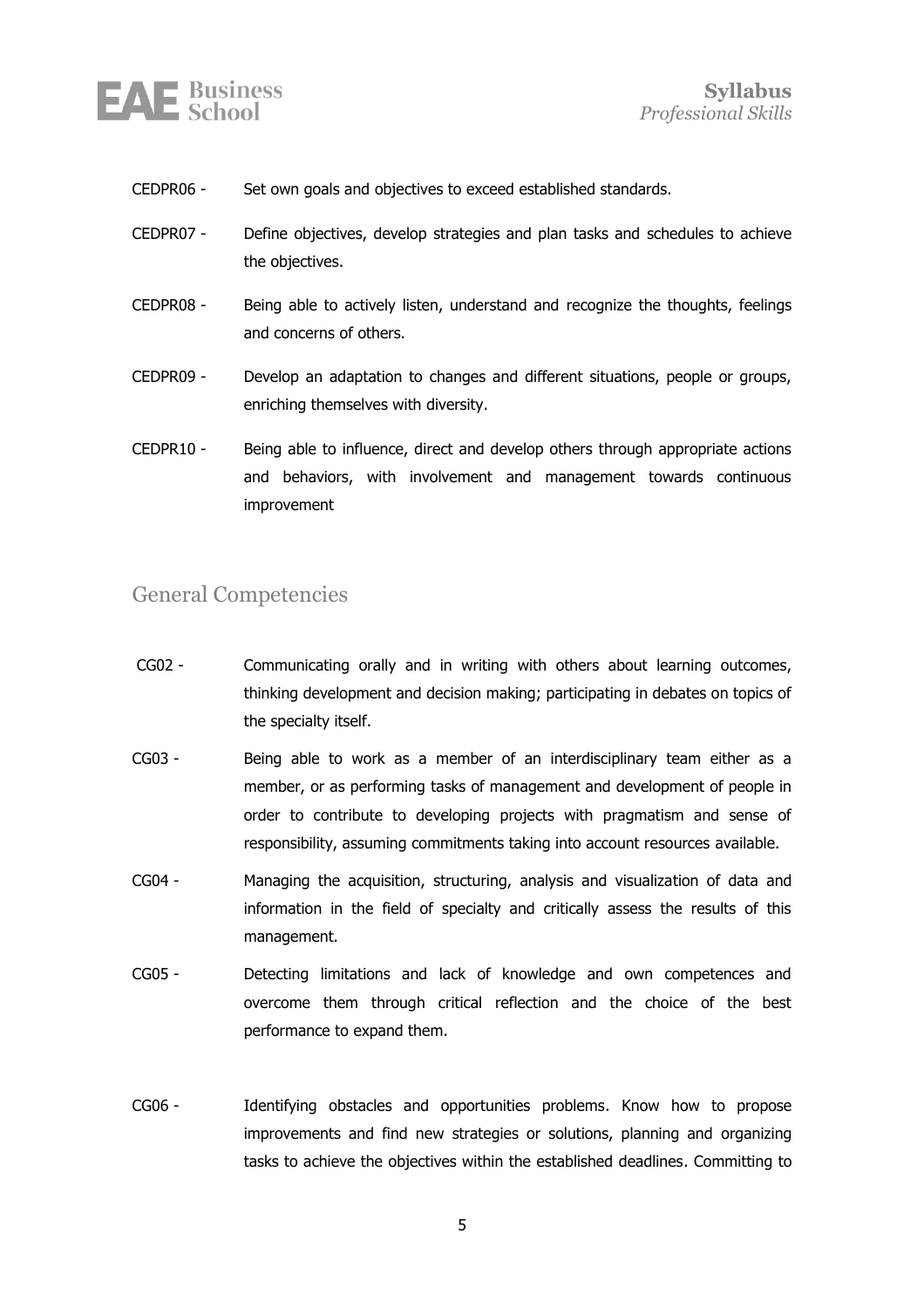CEDPR06 - Set own goals and objectives to exceed established standards.

CEDPR07 - Define objectives, develop strategies and plan tasks and schedules to achieve the objectives.

CEDPR08 - Being able to actively listen, understand and recognize the thoughts, feelings and concerns of others.

CEDPR09 - Develop an adaptation to changes and different situations, people or groups, enriching themselves with diversity.

CEDPR10 - Being able to influence, direct and develop others through appropriate actions and behaviors, with involvement and management towards continuous improvement

## General Competencies

CG02 - Communicating orally and in writing with others about learning outcomes, thinking development and decision making; participating in debates on topics of the specialty itself.

CG03 - Being able to work as a member of an interdisciplinary team either as a member, or as performing tasks of management and development of people in order to contribute to developing projects with pragmatism and sense of responsibility, assuming commitments taking into account resources available.

CG04 - Managing the acquisition, structuring, analysis and visualization of data and information in the field of specialty and critically assess the results of this management.

CG05 - Detecting limitations and lack of knowledge and own competences and overcome them through critical reflection and the choice of the best performance to expand them.

CG06 - Identifying obstacles and opportunities problems. Know how to propose improvements and find new strategies or solutions, planning and organizing tasks to achieve the objectives within the established deadlines. Committing to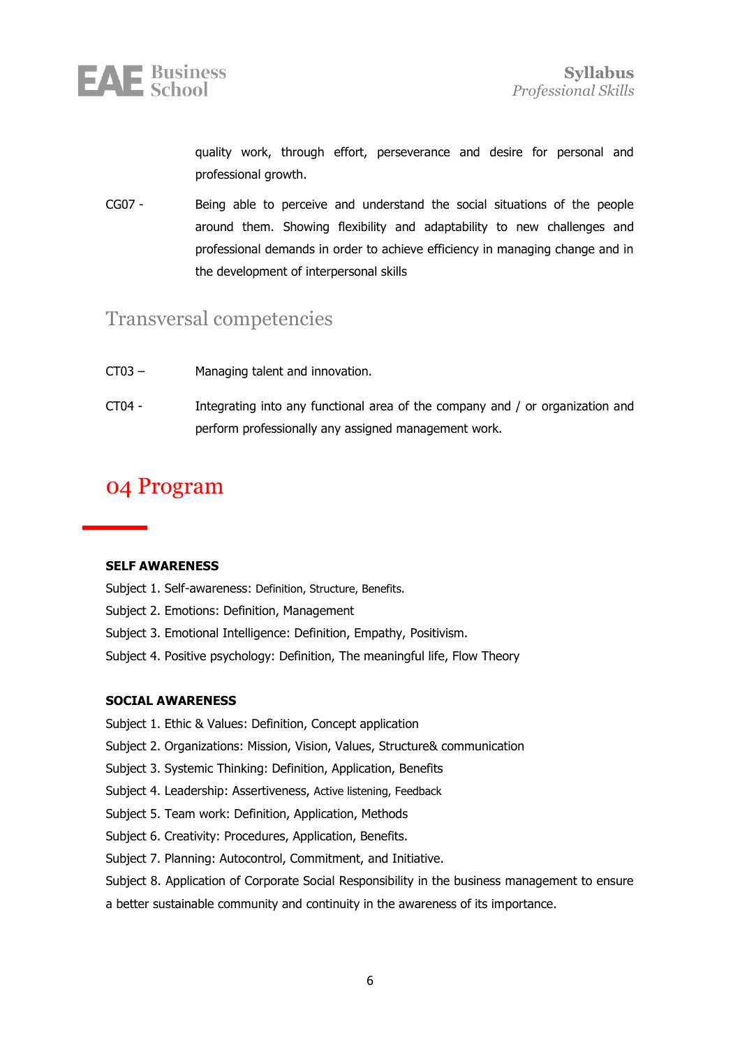quality work, through effort, perseverance and desire for personal and professional growth.

CG07 - Being able to perceive and understand the social situations of the people around them. Showing flexibility and adaptability to new challenges and professional demands in order to achieve efficiency in managing change and in the development of interpersonal skills

## Transversal competencies

CT03 – Managing talent and innovation.

CT04 - Integrating into any functional area of the company and / or organization and perform professionally any assigned management work.

# 04 Program

**SELF AWARENESS**

Subject 1. Self-awareness: Definition, Structure, Benefits.
Subject 2. Emotions: Definition, Management
Subject 3. Emotional Intelligence: Definition, Empathy, Positivism.
Subject 4. Positive psychology: Definition, The meaningful life, Flow Theory

**SOCIAL AWARENESS**

Subject 1. Ethic & Values: Definition, Concept application
Subject 2. Organizations: Mission, Vision, Values, Structure& communication
Subject 3. Systemic Thinking: Definition, Application, Benefits
Subject 4. Leadership: Assertiveness, Active listening, Feedback
Subject 5. Team work: Definition, Application, Methods
Subject 6. Creativity: Procedures, Application, Benefits.
Subject 7. Planning: Autocontrol, Commitment, and Initiative.
Subject 8. Application of Corporate Social Responsibility in the business management to ensure a better sustainable community and continuity in the awareness of its importance.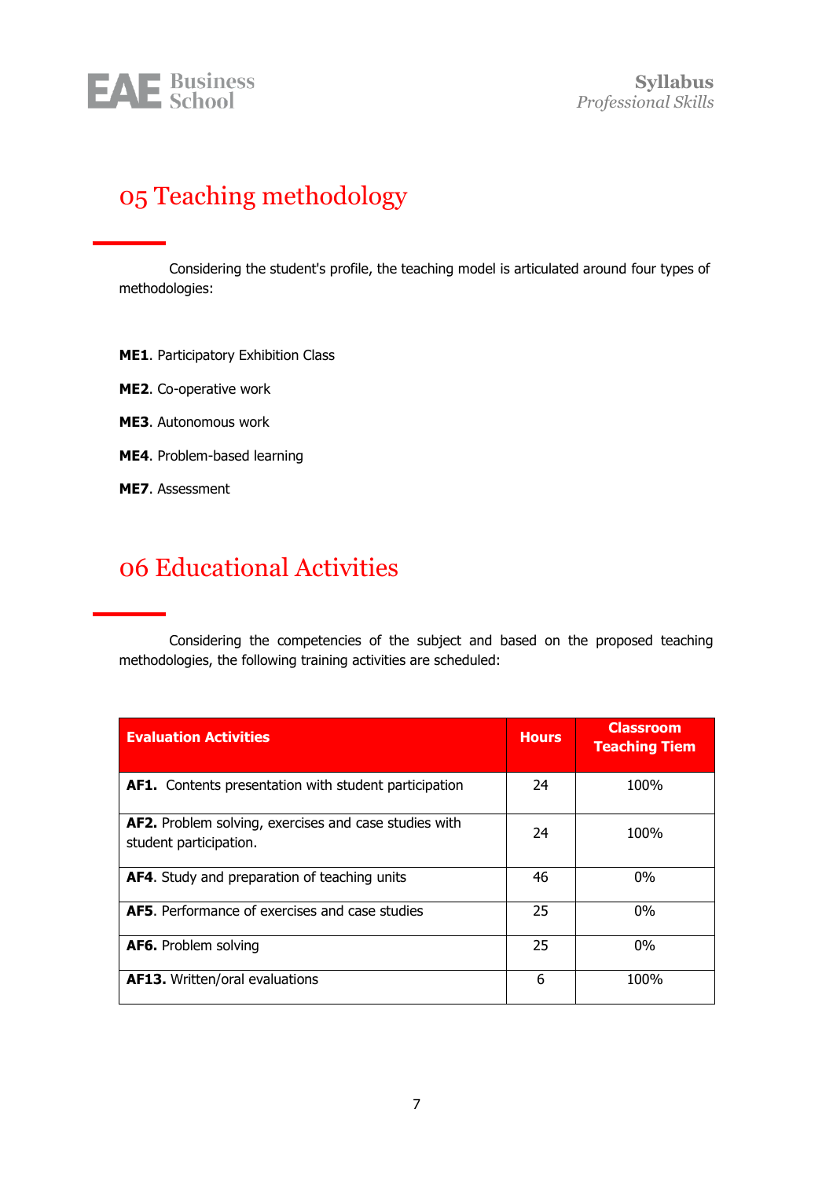# 05 Teaching methodology

Considering the student's profile, the teaching model is articulated around four types of methodologies:

**ME1**. Participatory Exhibition Class

**ME2**. Co-operative work

**ME3**. Autonomous work

**ME4**. Problem-based learning

**ME7**. Assessment

# 06 Educational Activities

Considering the competencies of the subject and based on the proposed teaching methodologies, the following training activities are scheduled:

| Evaluation Activities | Hours | Classroom Teaching Tiem |
|---|---|---|
| **AF1.** Contents presentation with student participation | 24 | 100% |
| **AF2.** Problem solving, exercises and case studies with student participation. | 24 | 100% |
| **AF4**. Study and preparation of teaching units | 46 | 0% |
| **AF5**. Performance of exercises and case studies | 25 | 0% |
| **AF6.** Problem solving | 25 | 0% |
| **AF13.** Written/oral evaluations | 6 | 100% |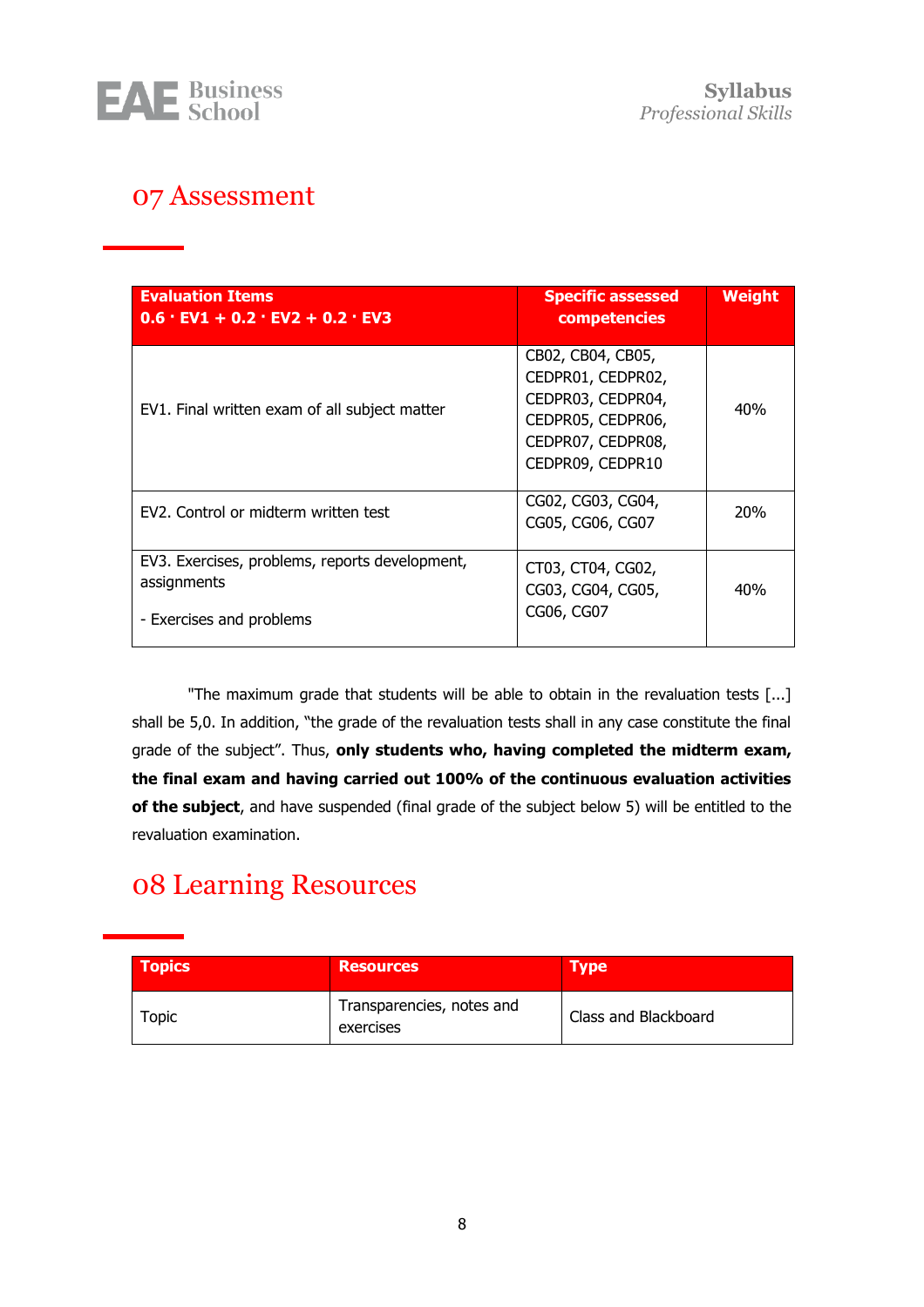# 07 Assessment

| Evaluation Items<br>0.6 · EV1 + 0.2 · EV2 + 0.2 · EV3 | Specific assessed competencies | Weight |
|---|---|---|
| EV1. Final written exam of all subject matter | CB02, CB04, CB05, CEDPR01, CEDPR02, CEDPR03, CEDPR04, CEDPR05, CEDPR06, CEDPR07, CEDPR08, CEDPR09, CEDPR10 | 40% |
| EV2. Control or midterm written test | CG02, CG03, CG04, CG05, CG06, CG07 | 20% |
| EV3. Exercises, problems, reports development, assignments<br><br>- Exercises and problems | CT03, CT04, CG02, CG03, CG04, CG05, CG06, CG07 | 40% |

"The maximum grade that students will be able to obtain in the revaluation tests [...] shall be 5,0. In addition, "the grade of the revaluation tests shall in any case constitute the final grade of the subject". Thus, **only students who, having completed the midterm exam, the final exam and having carried out 100% of the continuous evaluation activities of the subject**, and have suspended (final grade of the subject below 5) will be entitled to the revaluation examination.

# 08 Learning Resources

| Topics | Resources | Type |
|---|---|---|
| Topic | Transparencies, notes and exercises | Class and Blackboard |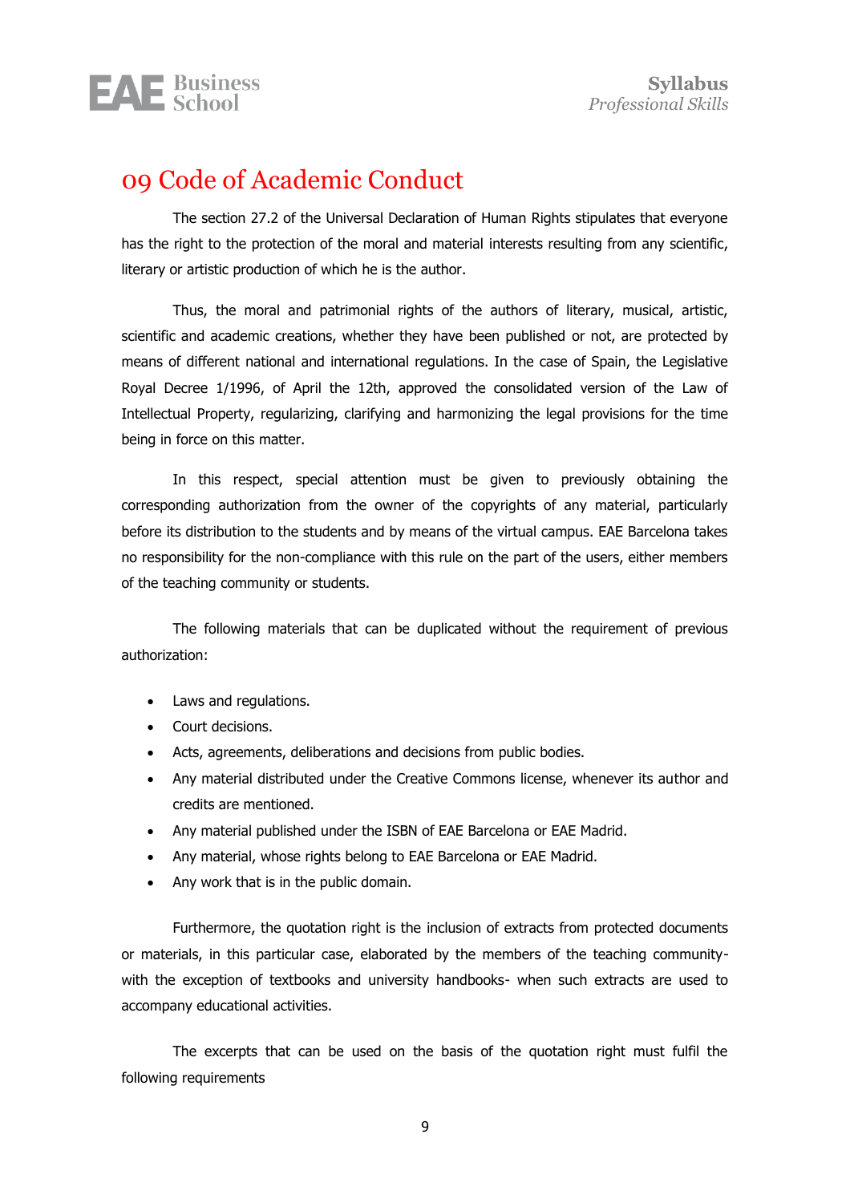# 09 Code of Academic Conduct

The section 27.2 of the Universal Declaration of Human Rights stipulates that everyone has the right to the protection of the moral and material interests resulting from any scientific, literary or artistic production of which he is the author.

Thus, the moral and patrimonial rights of the authors of literary, musical, artistic, scientific and academic creations, whether they have been published or not, are protected by means of different national and international regulations. In the case of Spain, the Legislative Royal Decree 1/1996, of April the 12th, approved the consolidated version of the Law of Intellectual Property, regularizing, clarifying and harmonizing the legal provisions for the time being in force on this matter.

In this respect, special attention must be given to previously obtaining the corresponding authorization from the owner of the copyrights of any material, particularly before its distribution to the students and by means of the virtual campus. EAE Barcelona takes no responsibility for the non-compliance with this rule on the part of the users, either members of the teaching community or students.

The following materials that can be duplicated without the requirement of previous authorization:

- Laws and regulations.
- Court decisions.
- Acts, agreements, deliberations and decisions from public bodies.
- Any material distributed under the Creative Commons license, whenever its author and credits are mentioned.
- Any material published under the ISBN of EAE Barcelona or EAE Madrid.
- Any material, whose rights belong to EAE Barcelona or EAE Madrid.
- Any work that is in the public domain.

Furthermore, the quotation right is the inclusion of extracts from protected documents or materials, in this particular case, elaborated by the members of the teaching community- with the exception of textbooks and university handbooks- when such extracts are used to accompany educational activities.

The excerpts that can be used on the basis of the quotation right must fulfil the following requirements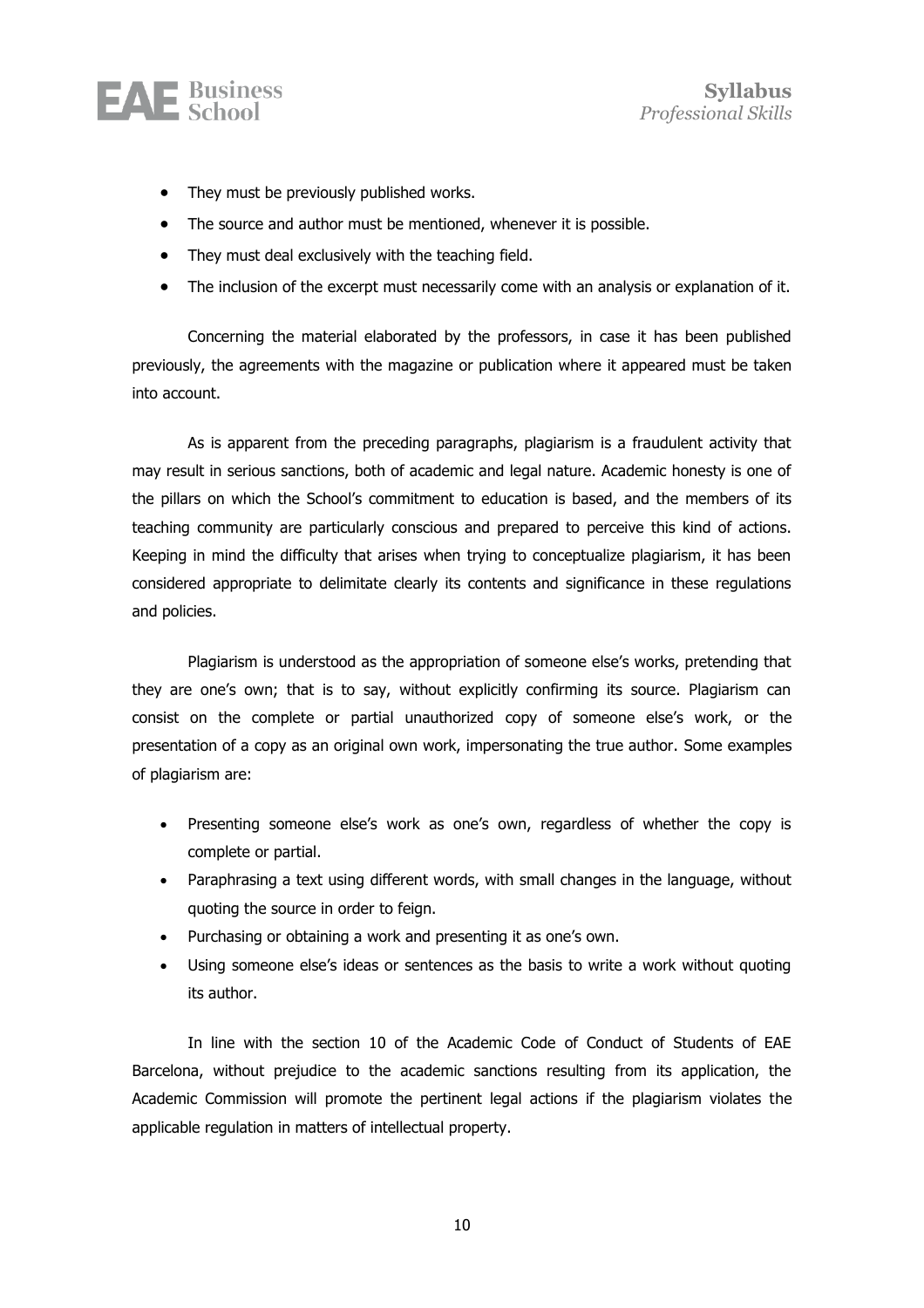- They must be previously published works.
- The source and author must be mentioned, whenever it is possible.
- They must deal exclusively with the teaching field.
- The inclusion of the excerpt must necessarily come with an analysis or explanation of it.

Concerning the material elaborated by the professors, in case it has been published previously, the agreements with the magazine or publication where it appeared must be taken into account.

As is apparent from the preceding paragraphs, plagiarism is a fraudulent activity that may result in serious sanctions, both of academic and legal nature. Academic honesty is one of the pillars on which the School's commitment to education is based, and the members of its teaching community are particularly conscious and prepared to perceive this kind of actions. Keeping in mind the difficulty that arises when trying to conceptualize plagiarism, it has been considered appropriate to delimitate clearly its contents and significance in these regulations and policies.

Plagiarism is understood as the appropriation of someone else's works, pretending that they are one's own; that is to say, without explicitly confirming its source. Plagiarism can consist on the complete or partial unauthorized copy of someone else's work, or the presentation of a copy as an original own work, impersonating the true author. Some examples of plagiarism are:

- Presenting someone else's work as one's own, regardless of whether the copy is complete or partial.
- Paraphrasing a text using different words, with small changes in the language, without quoting the source in order to feign.
- Purchasing or obtaining a work and presenting it as one's own.
- Using someone else's ideas or sentences as the basis to write a work without quoting its author.

In line with the section 10 of the Academic Code of Conduct of Students of EAE Barcelona, without prejudice to the academic sanctions resulting from its application, the Academic Commission will promote the pertinent legal actions if the plagiarism violates the applicable regulation in matters of intellectual property.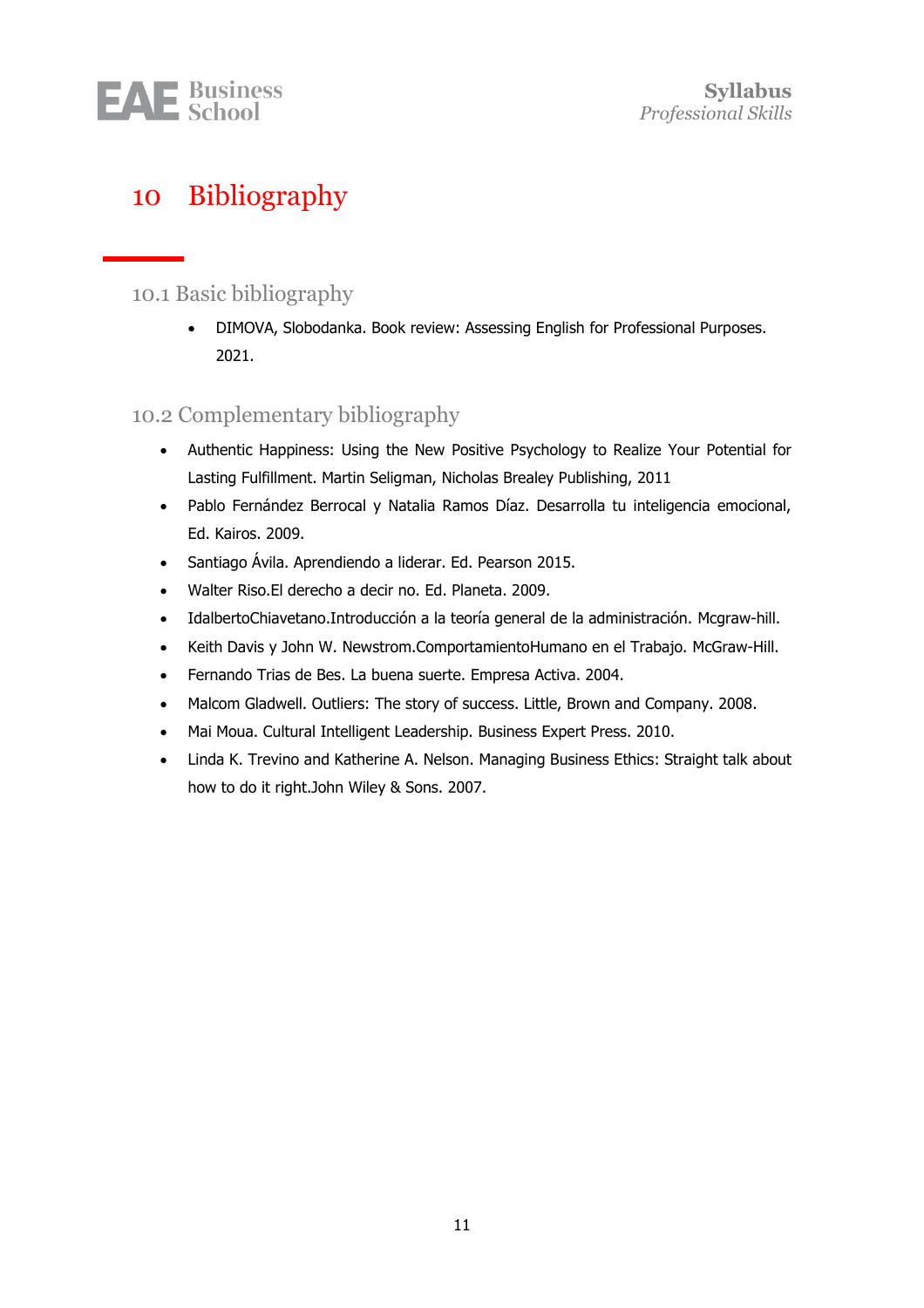# 10 Bibliography

## 10.1 Basic bibliography

- DIMOVA, Slobodanka. Book review: Assessing English for Professional Purposes. 2021.

## 10.2 Complementary bibliography

- Authentic Happiness: Using the New Positive Psychology to Realize Your Potential for Lasting Fulfillment. Martin Seligman, Nicholas Brealey Publishing, 2011
- Pablo Fernández Berrocal y Natalia Ramos Díaz. Desarrolla tu inteligencia emocional, Ed. Kairos. 2009.
- Santiago Ávila. Aprendiendo a liderar. Ed. Pearson 2015.
- Walter Riso.El derecho a decir no. Ed. Planeta. 2009.
- IdalbertoChiavetano.Introducción a la teoría general de la administración. Mcgraw-hill.
- Keith Davis y John W. Newstrom.ComportamientoHumano en el Trabajo. McGraw-Hill.
- Fernando Trias de Bes. La buena suerte. Empresa Activa. 2004.
- Malcom Gladwell. Outliers: The story of success. Little, Brown and Company. 2008.
- Mai Moua. Cultural Intelligent Leadership. Business Expert Press. 2010.
- Linda K. Trevino and Katherine A. Nelson. Managing Business Ethics: Straight talk about how to do it right.John Wiley & Sons. 2007.